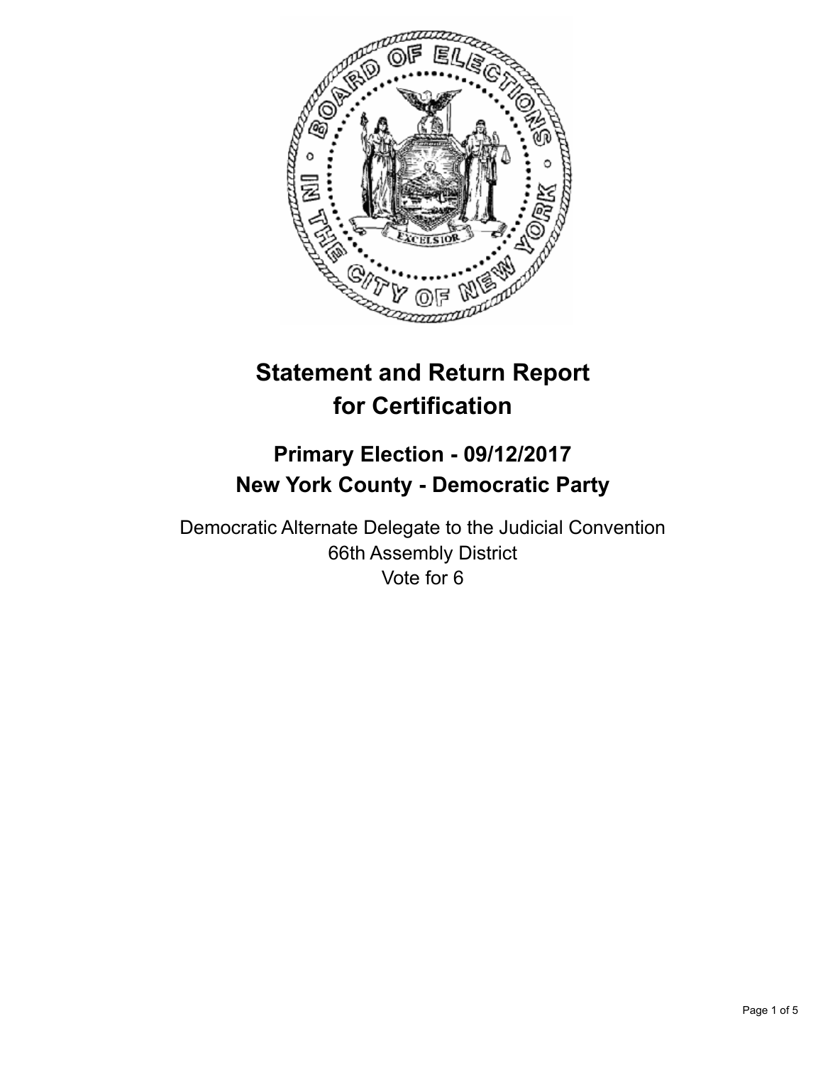# Statement and Return Report for Certification

## Primary Election - 09/12/2017
## New York County - Democratic Party

Democratic Alternate Delegate to the Judicial Convention
66th Assembly District
Vote for 6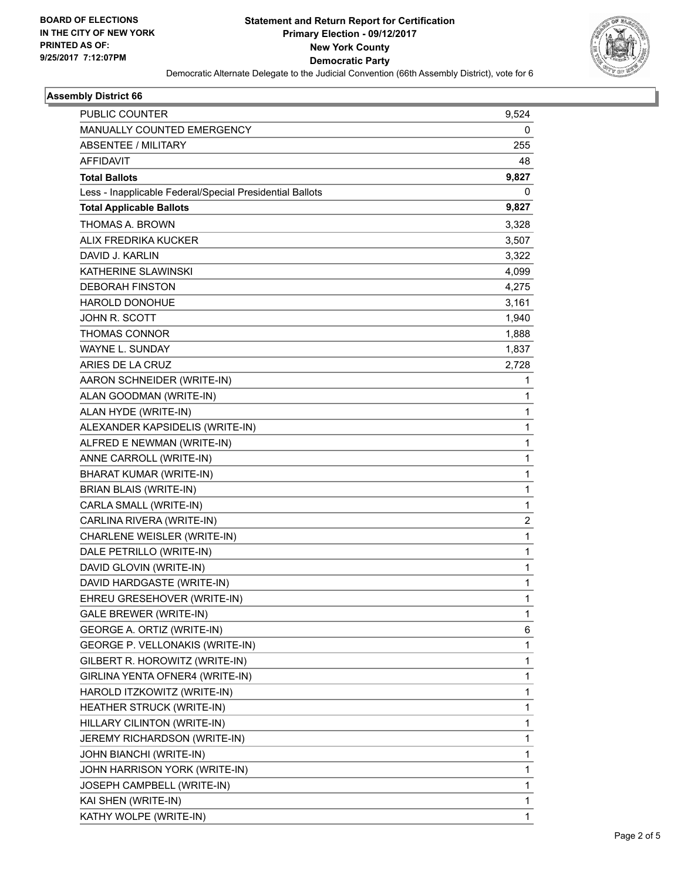**BOARD OF ELECTIONS**
**IN THE CITY OF NEW YORK**
**PRINTED AS OF:**
**9/25/2017 7:12:07PM**

# Statement and Return Report for Certification
## Primary Election - 09/12/2017
## New York County
## Democratic Party

Democratic Alternate Delegate to the Judicial Convention (66th Assembly District), vote for 6

### Assembly District 66

| | |
|---|---|
| PUBLIC COUNTER | 9,524 |
| MANUALLY COUNTED EMERGENCY | 0 |
| ABSENTEE / MILITARY | 255 |
| AFFIDAVIT | 48 |
| **Total Ballots** | **9,827** |
| Less - Inapplicable Federal/Special Presidential Ballots | 0 |
| **Total Applicable Ballots** | **9,827** |
| THOMAS A. BROWN | 3,328 |
| ALIX FREDRIKA KUCKER | 3,507 |
| DAVID J. KARLIN | 3,322 |
| KATHERINE SLAWINSKI | 4,099 |
| DEBORAH FINSTON | 4,275 |
| HAROLD DONOHUE | 3,161 |
| JOHN R. SCOTT | 1,940 |
| THOMAS CONNOR | 1,888 |
| WAYNE L. SUNDAY | 1,837 |
| ARIES DE LA CRUZ | 2,728 |
| AARON SCHNEIDER (WRITE-IN) | 1 |
| ALAN GOODMAN (WRITE-IN) | 1 |
| ALAN HYDE (WRITE-IN) | 1 |
| ALEXANDER KAPSIDELIS (WRITE-IN) | 1 |
| ALFRED E NEWMAN (WRITE-IN) | 1 |
| ANNE CARROLL (WRITE-IN) | 1 |
| BHARAT KUMAR (WRITE-IN) | 1 |
| BRIAN BLAIS (WRITE-IN) | 1 |
| CARLA SMALL (WRITE-IN) | 1 |
| CARLINA RIVERA (WRITE-IN) | 2 |
| CHARLENE WEISLER (WRITE-IN) | 1 |
| DALE PETRILLO (WRITE-IN) | 1 |
| DAVID GLOVIN (WRITE-IN) | 1 |
| DAVID HARDGASTE (WRITE-IN) | 1 |
| EHREU GRESEHOVER (WRITE-IN) | 1 |
| GALE BREWER (WRITE-IN) | 1 |
| GEORGE A. ORTIZ (WRITE-IN) | 6 |
| GEORGE P. VELLONAKIS (WRITE-IN) | 1 |
| GILBERT R. HOROWITZ (WRITE-IN) | 1 |
| GIRLINA YENTA OFNER4 (WRITE-IN) | 1 |
| HAROLD ITZKOWITZ (WRITE-IN) | 1 |
| HEATHER STRUCK (WRITE-IN) | 1 |
| HILLARY CILINTON (WRITE-IN) | 1 |
| JEREMY RICHARDSON (WRITE-IN) | 1 |
| JOHN BIANCHI (WRITE-IN) | 1 |
| JOHN HARRISON YORK (WRITE-IN) | 1 |
| JOSEPH CAMPBELL (WRITE-IN) | 1 |
| KAI SHEN (WRITE-IN) | 1 |
| KATHY WOLPE (WRITE-IN) | 1 |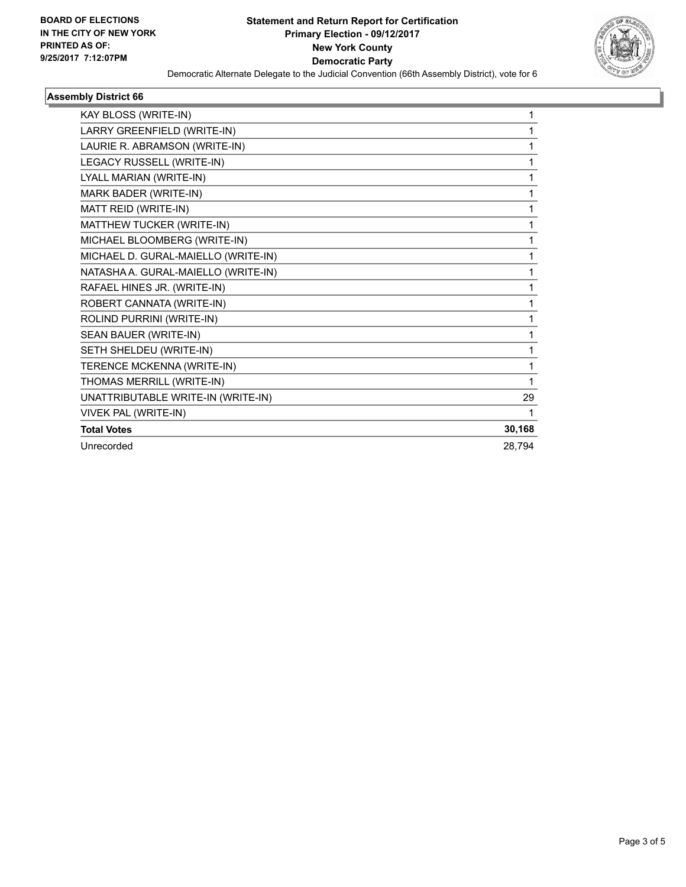**BOARD OF ELECTIONS IN THE CITY OF NEW YORK PRINTED AS OF: 9/25/2017 7:12:07PM**

# Statement and Return Report for Certification
## Primary Election - 09/12/2017
## New York County
## Democratic Party

Democratic Alternate Delegate to the Judicial Convention (66th Assembly District), vote for 6

### Assembly District 66

| Candidate | Votes |
|---|---|
| KAY BLOSS (WRITE-IN) | 1 |
| LARRY GREENFIELD (WRITE-IN) | 1 |
| LAURIE R. ABRAMSON (WRITE-IN) | 1 |
| LEGACY RUSSELL (WRITE-IN) | 1 |
| LYALL MARIAN (WRITE-IN) | 1 |
| MARK BADER (WRITE-IN) | 1 |
| MATT REID (WRITE-IN) | 1 |
| MATTHEW TUCKER (WRITE-IN) | 1 |
| MICHAEL BLOOMBERG (WRITE-IN) | 1 |
| MICHAEL D. GURAL-MAIELLO (WRITE-IN) | 1 |
| NATASHA A. GURAL-MAIELLO (WRITE-IN) | 1 |
| RAFAEL HINES JR. (WRITE-IN) | 1 |
| ROBERT CANNATA (WRITE-IN) | 1 |
| ROLIND PURRINI (WRITE-IN) | 1 |
| SEAN BAUER (WRITE-IN) | 1 |
| SETH SHELDEU (WRITE-IN) | 1 |
| TERENCE MCKENNA (WRITE-IN) | 1 |
| THOMAS MERRILL (WRITE-IN) | 1 |
| UNATTRIBUTABLE WRITE-IN (WRITE-IN) | 29 |
| VIVEK PAL (WRITE-IN) | 1 |
| **Total Votes** | **30,168** |
| Unrecorded | 28,794 |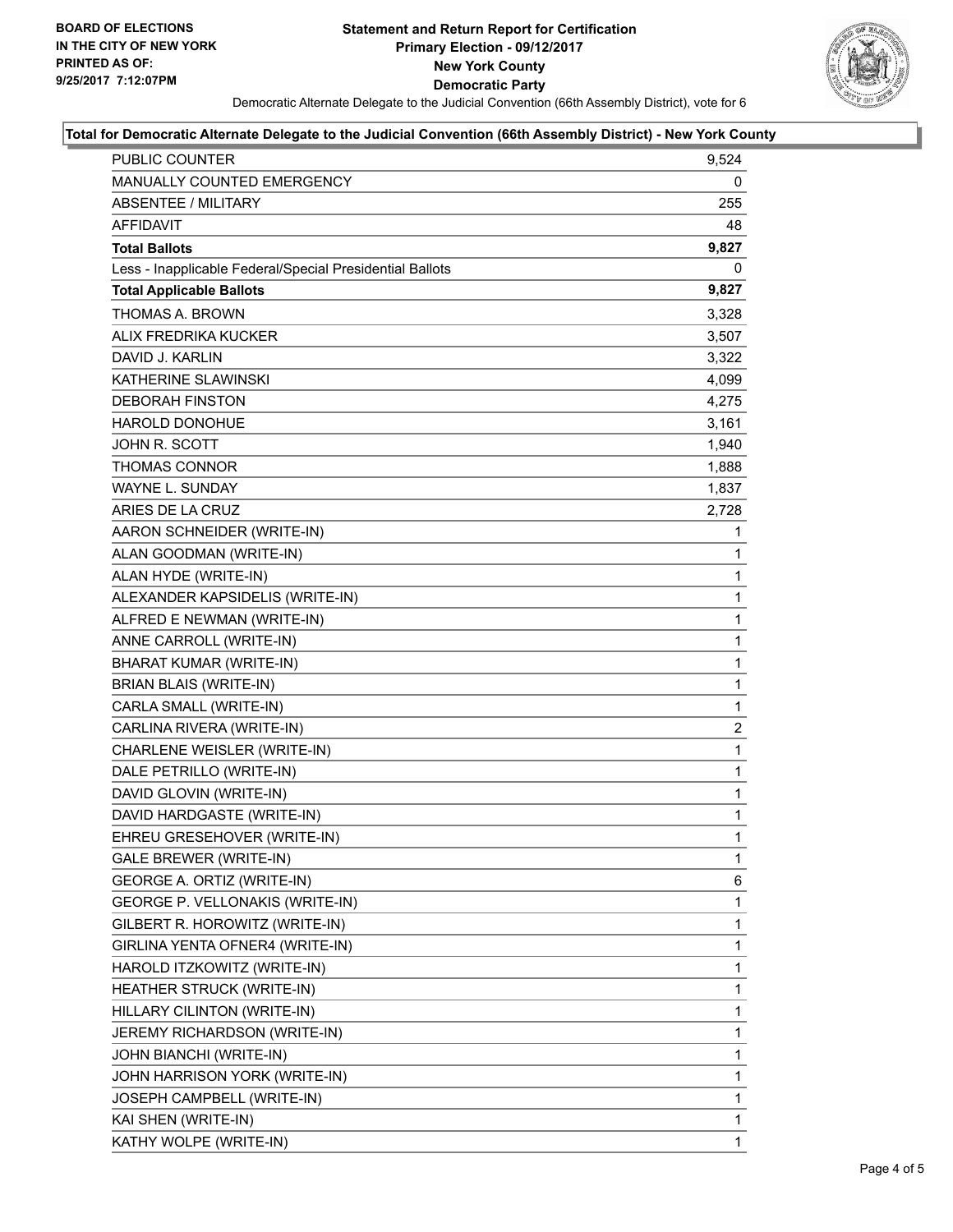**BOARD OF ELECTIONS IN THE CITY OF NEW YORK PRINTED AS OF: 9/25/2017 7:12:07PM**

# Statement and Return Report for Certification
## Primary Election - 09/12/2017
## New York County
## Democratic Party

Democratic Alternate Delegate to the Judicial Convention (66th Assembly District), vote for 6

**Total for Democratic Alternate Delegate to the Judicial Convention (66th Assembly District) - New York County**

| | |
|---|---|
| PUBLIC COUNTER | 9,524 |
| MANUALLY COUNTED EMERGENCY | 0 |
| ABSENTEE / MILITARY | 255 |
| AFFIDAVIT | 48 |
| **Total Ballots** | **9,827** |
| Less - Inapplicable Federal/Special Presidential Ballots | 0 |
| **Total Applicable Ballots** | **9,827** |
| THOMAS A. BROWN | 3,328 |
| ALIX FREDRIKA KUCKER | 3,507 |
| DAVID J. KARLIN | 3,322 |
| KATHERINE SLAWINSKI | 4,099 |
| DEBORAH FINSTON | 4,275 |
| HAROLD DONOHUE | 3,161 |
| JOHN R. SCOTT | 1,940 |
| THOMAS CONNOR | 1,888 |
| WAYNE L. SUNDAY | 1,837 |
| ARIES DE LA CRUZ | 2,728 |
| AARON SCHNEIDER (WRITE-IN) | 1 |
| ALAN GOODMAN (WRITE-IN) | 1 |
| ALAN HYDE (WRITE-IN) | 1 |
| ALEXANDER KAPSIDELIS (WRITE-IN) | 1 |
| ALFRED E NEWMAN (WRITE-IN) | 1 |
| ANNE CARROLL (WRITE-IN) | 1 |
| BHARAT KUMAR (WRITE-IN) | 1 |
| BRIAN BLAIS (WRITE-IN) | 1 |
| CARLA SMALL (WRITE-IN) | 1 |
| CARLINA RIVERA (WRITE-IN) | 2 |
| CHARLENE WEISLER (WRITE-IN) | 1 |
| DALE PETRILLO (WRITE-IN) | 1 |
| DAVID GLOVIN (WRITE-IN) | 1 |
| DAVID HARDGASTE (WRITE-IN) | 1 |
| EHREU GRESEHOVER (WRITE-IN) | 1 |
| GALE BREWER (WRITE-IN) | 1 |
| GEORGE A. ORTIZ (WRITE-IN) | 6 |
| GEORGE P. VELLONAKIS (WRITE-IN) | 1 |
| GILBERT R. HOROWITZ (WRITE-IN) | 1 |
| GIRLINA YENTA OFNER4 (WRITE-IN) | 1 |
| HAROLD ITZKOWITZ (WRITE-IN) | 1 |
| HEATHER STRUCK (WRITE-IN) | 1 |
| HILLARY CILINTON (WRITE-IN) | 1 |
| JEREMY RICHARDSON (WRITE-IN) | 1 |
| JOHN BIANCHI (WRITE-IN) | 1 |
| JOHN HARRISON YORK (WRITE-IN) | 1 |
| JOSEPH CAMPBELL (WRITE-IN) | 1 |
| KAI SHEN (WRITE-IN) | 1 |
| KATHY WOLPE (WRITE-IN) | 1 |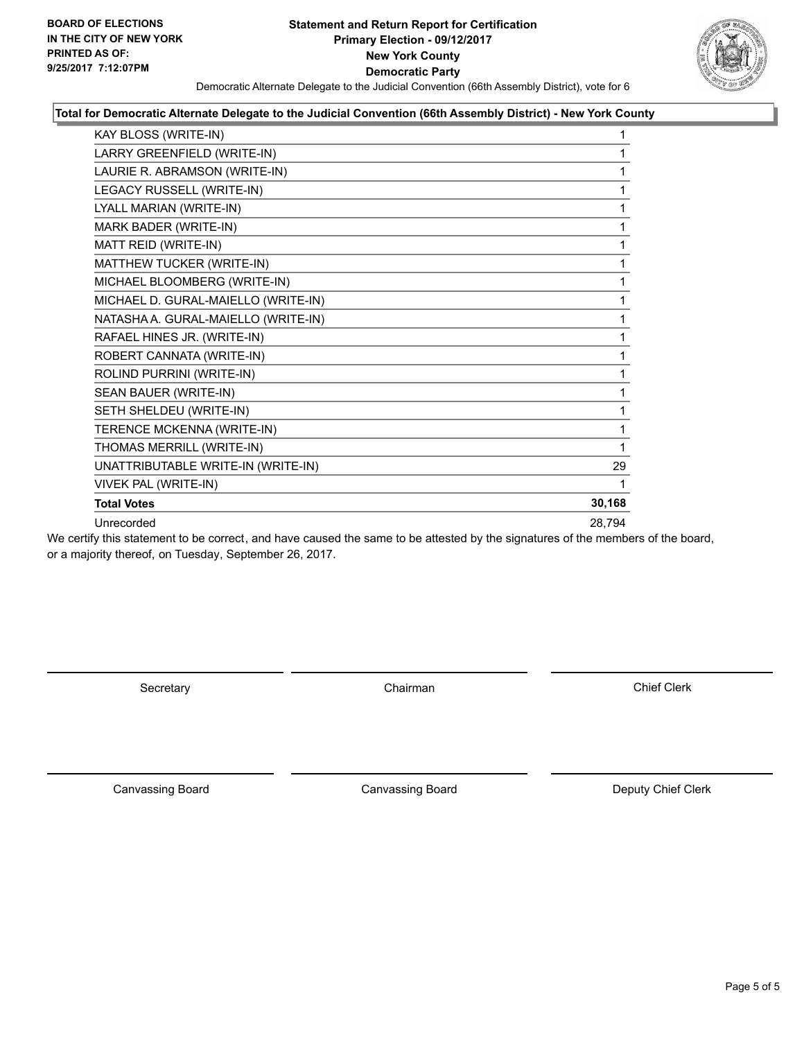**BOARD OF ELECTIONS IN THE CITY OF NEW YORK PRINTED AS OF: 9/25/2017 7:12:07PM**

**Statement and Return Report for Certification**
**Primary Election - 09/12/2017**
**New York County**
**Democratic Party**

Democratic Alternate Delegate to the Judicial Convention (66th Assembly District), vote for 6

**Total for Democratic Alternate Delegate to the Judicial Convention (66th Assembly District) - New York County**

| | |
|---|---|
| KAY BLOSS (WRITE-IN) | 1 |
| LARRY GREENFIELD (WRITE-IN) | 1 |
| LAURIE R. ABRAMSON (WRITE-IN) | 1 |
| LEGACY RUSSELL (WRITE-IN) | 1 |
| LYALL MARIAN (WRITE-IN) | 1 |
| MARK BADER (WRITE-IN) | 1 |
| MATT REID (WRITE-IN) | 1 |
| MATTHEW TUCKER (WRITE-IN) | 1 |
| MICHAEL BLOOMBERG (WRITE-IN) | 1 |
| MICHAEL D. GURAL-MAIELLO (WRITE-IN) | 1 |
| NATASHA A. GURAL-MAIELLO (WRITE-IN) | 1 |
| RAFAEL HINES JR. (WRITE-IN) | 1 |
| ROBERT CANNATA (WRITE-IN) | 1 |
| ROLIND PURRINI (WRITE-IN) | 1 |
| SEAN BAUER (WRITE-IN) | 1 |
| SETH SHELDEU (WRITE-IN) | 1 |
| TERENCE MCKENNA (WRITE-IN) | 1 |
| THOMAS MERRILL (WRITE-IN) | 1 |
| UNATTRIBUTABLE WRITE-IN (WRITE-IN) | 29 |
| VIVEK PAL (WRITE-IN) | 1 |
| **Total Votes** | **30,168** |
| Unrecorded | 28,794 |

We certify this statement to be correct, and have caused the same to be attested by the signatures of the members of the board, or a majority thereof, on Tuesday, September 26, 2017.

Secretary

Chairman

Chief Clerk

Canvassing Board

Canvassing Board

Deputy Chief Clerk